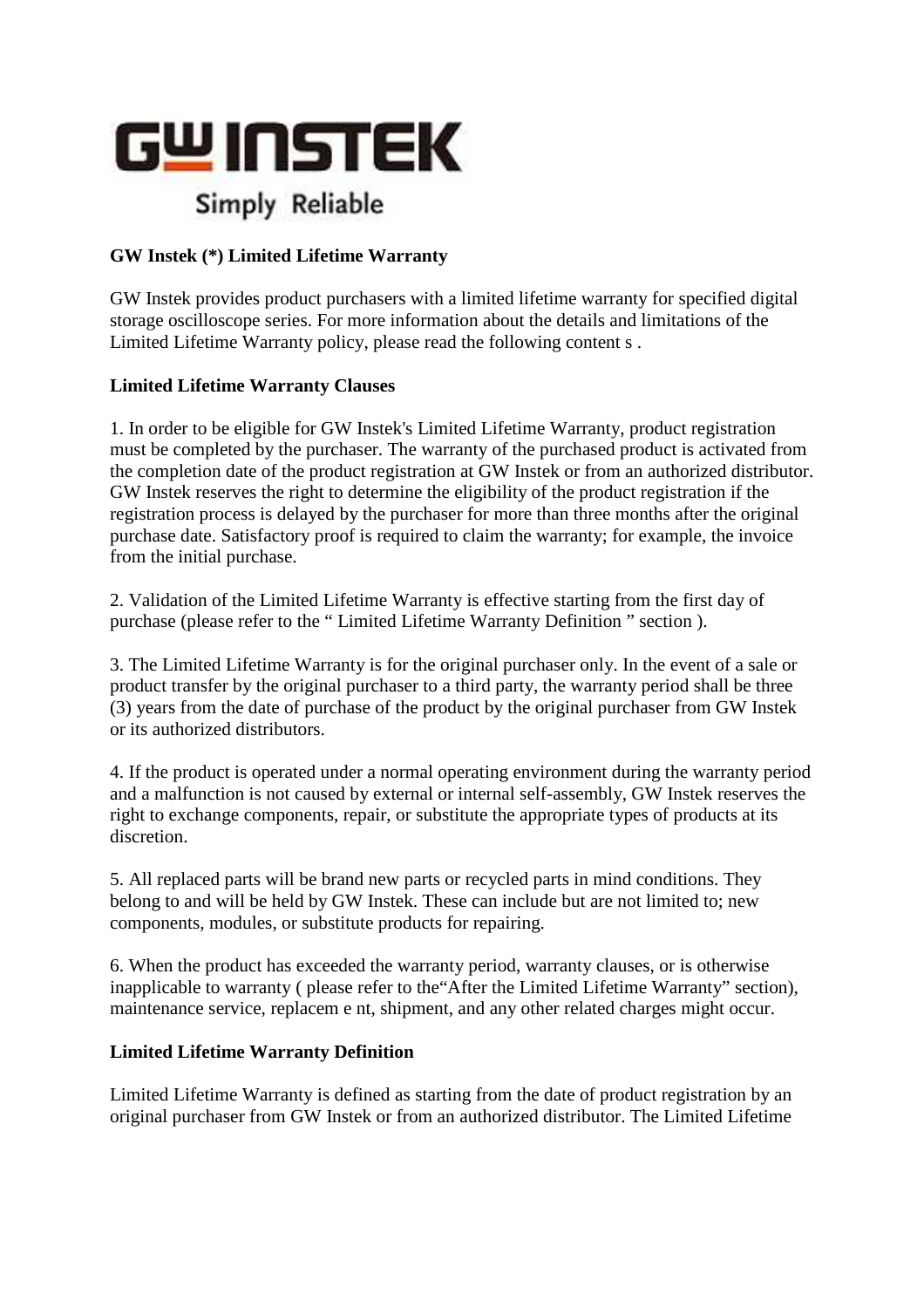GW INSTEK

Simply Reliable

**GW Instek (*) Limited Lifetime Warranty**

GW Instek provides product purchasers with a limited lifetime warranty for specified digital storage oscilloscope series. For more information about the details and limitations of the Limited Lifetime Warranty policy, please read the following content s .

**Limited Lifetime Warranty Clauses**

1. In order to be eligible for GW Instek's Limited Lifetime Warranty, product registration must be completed by the purchaser. The warranty of the purchased product is activated from the completion date of the product registration at GW Instek or from an authorized distributor. GW Instek reserves the right to determine the eligibility of the product registration if the registration process is delayed by the purchaser for more than three months after the original purchase date. Satisfactory proof is required to claim the warranty; for example, the invoice from the initial purchase.

2. Validation of the Limited Lifetime Warranty is effective starting from the first day of purchase (please refer to the " Limited Lifetime Warranty Definition " section ).

3. The Limited Lifetime Warranty is for the original purchaser only. In the event of a sale or product transfer by the original purchaser to a third party, the warranty period shall be three (3) years from the date of purchase of the product by the original purchaser from GW Instek or its authorized distributors.

4. If the product is operated under a normal operating environment during the warranty period and a malfunction is not caused by external or internal self-assembly, GW Instek reserves the right to exchange components, repair, or substitute the appropriate types of products at its discretion.

5. All replaced parts will be brand new parts or recycled parts in mind conditions. They belong to and will be held by GW Instek. These can include but are not limited to; new components, modules, or substitute products for repairing.

6. When the product has exceeded the warranty period, warranty clauses, or is otherwise inapplicable to warranty ( please refer to the"After the Limited Lifetime Warranty" section), maintenance service, replacem e nt, shipment, and any other related charges might occur.

**Limited Lifetime Warranty Definition**

Limited Lifetime Warranty is defined as starting from the date of product registration by an original purchaser from GW Instek or from an authorized distributor. The Limited Lifetime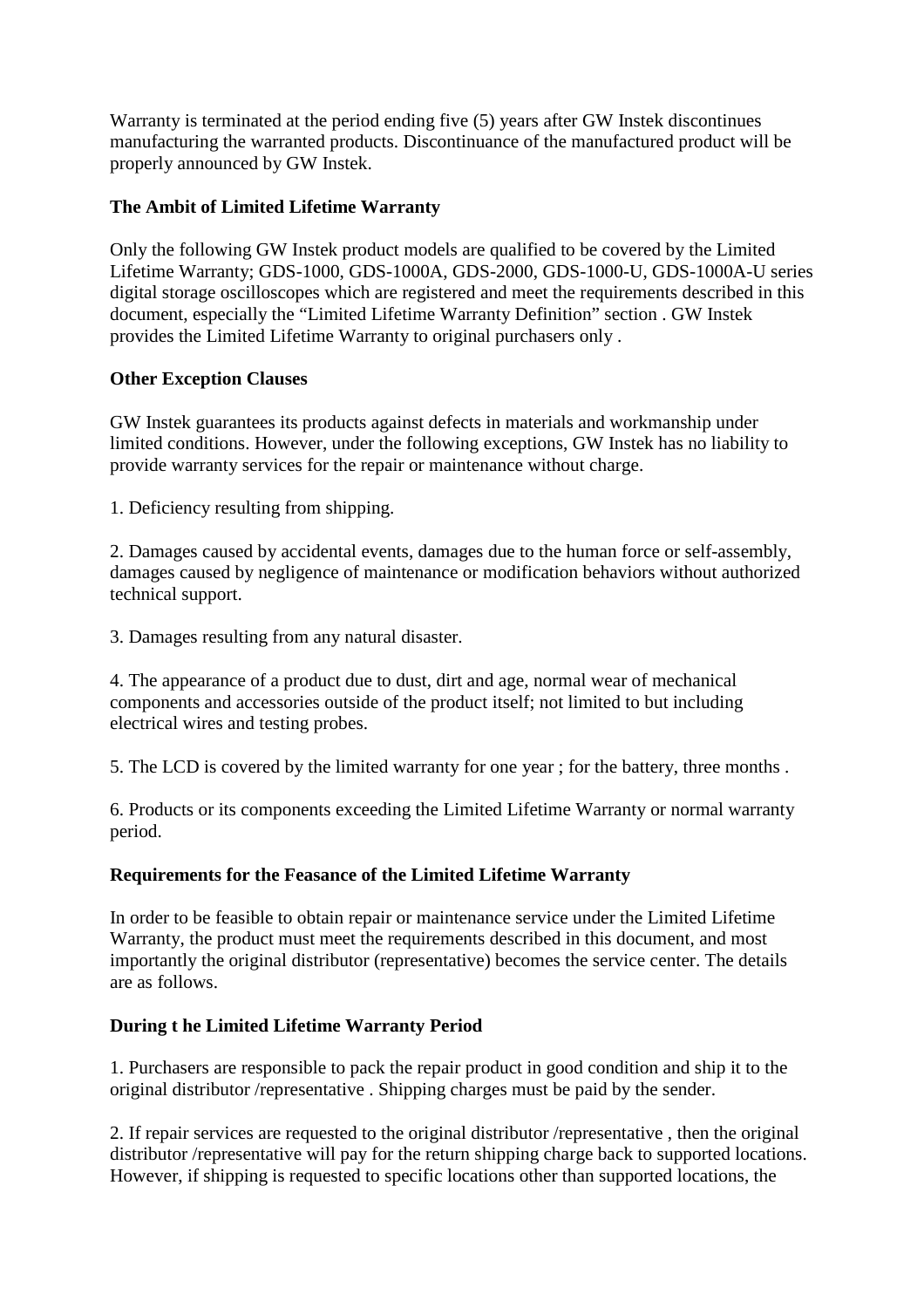Warranty is terminated at the period ending five (5) years after GW Instek discontinues manufacturing the warranted products. Discontinuance of the manufactured product will be properly announced by GW Instek.

**The Ambit of Limited Lifetime Warranty**

Only the following GW Instek product models are qualified to be covered by the Limited Lifetime Warranty; GDS-1000, GDS-1000A, GDS-2000, GDS-1000-U, GDS-1000A-U series digital storage oscilloscopes which are registered and meet the requirements described in this document, especially the "Limited Lifetime Warranty Definition" section . GW Instek provides the Limited Lifetime Warranty to original purchasers only .

**Other Exception Clauses**

GW Instek guarantees its products against defects in materials and workmanship under limited conditions. However, under the following exceptions, GW Instek has no liability to provide warranty services for the repair or maintenance without charge.

1. Deficiency resulting from shipping.

2. Damages caused by accidental events, damages due to the human force or self-assembly, damages caused by negligence of maintenance or modification behaviors without authorized technical support.

3. Damages resulting from any natural disaster.

4. The appearance of a product due to dust, dirt and age, normal wear of mechanical components and accessories outside of the product itself; not limited to but including electrical wires and testing probes.

5. The LCD is covered by the limited warranty for one year ; for the battery, three months .

6. Products or its components exceeding the Limited Lifetime Warranty or normal warranty period.

**Requirements for the Feasance of the Limited Lifetime Warranty**

In order to be feasible to obtain repair or maintenance service under the Limited Lifetime Warranty, the product must meet the requirements described in this document, and most importantly the original distributor (representative) becomes the service center. The details are as follows.

**During t he Limited Lifetime Warranty Period**

1. Purchasers are responsible to pack the repair product in good condition and ship it to the original distributor /representative . Shipping charges must be paid by the sender.

2. If repair services are requested to the original distributor /representative , then the original distributor /representative will pay for the return shipping charge back to supported locations. However, if shipping is requested to specific locations other than supported locations, the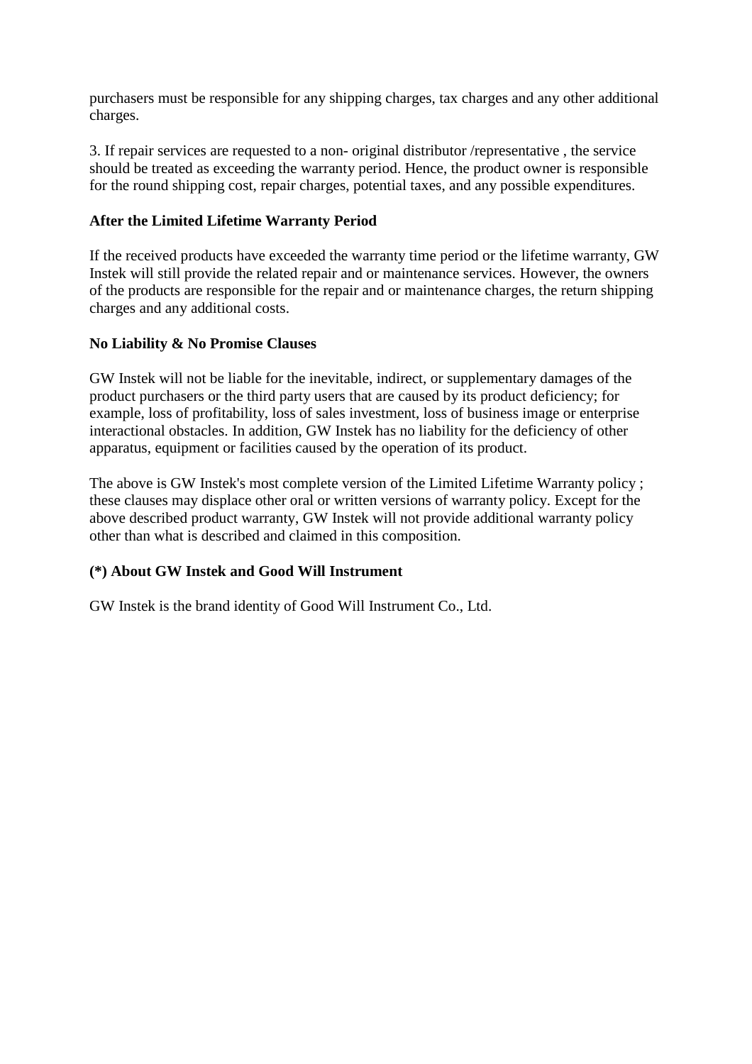purchasers must be responsible for any shipping charges, tax charges and any other additional charges.

3. If repair services are requested to a non- original distributor /representative , the service should be treated as exceeding the warranty period. Hence, the product owner is responsible for the round shipping cost, repair charges, potential taxes, and any possible expenditures.

**After the Limited Lifetime Warranty Period**

If the received products have exceeded the warranty time period or the lifetime warranty, GW Instek will still provide the related repair and or maintenance services. However, the owners of the products are responsible for the repair and or maintenance charges, the return shipping charges and any additional costs.

**No Liability & No Promise Clauses**

GW Instek will not be liable for the inevitable, indirect, or supplementary damages of the product purchasers or the third party users that are caused by its product deficiency; for example, loss of profitability, loss of sales investment, loss of business image or enterprise interactional obstacles. In addition, GW Instek has no liability for the deficiency of other apparatus, equipment or facilities caused by the operation of its product.

The above is GW Instek's most complete version of the Limited Lifetime Warranty policy ; these clauses may displace other oral or written versions of warranty policy. Except for the above described product warranty, GW Instek will not provide additional warranty policy other than what is described and claimed in this composition.

**(*) About GW Instek and Good Will Instrument**

GW Instek is the brand identity of Good Will Instrument Co., Ltd.